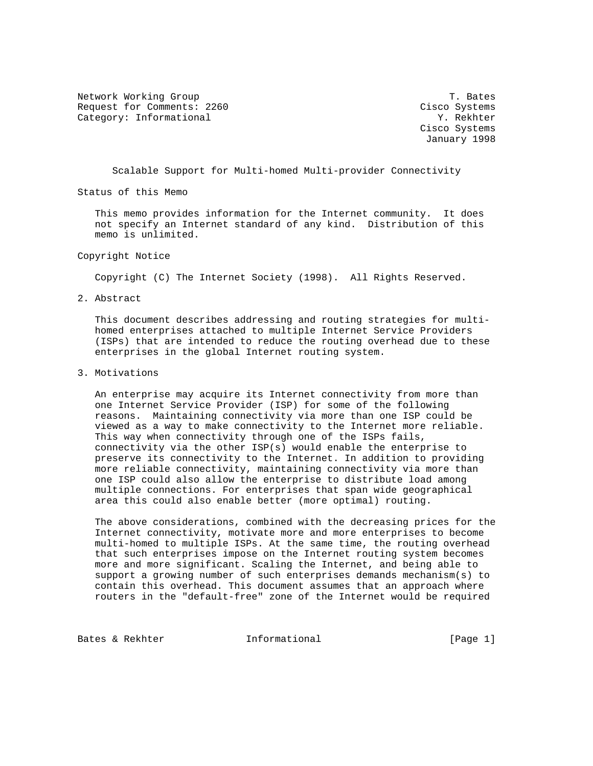Network Working Group T. Bates
Request for Comments: 2260 Cisco Systems
Category: Informational Y. Rekhter
Cisco Systems
January 1998

# Scalable Support for Multi-homed Multi-provider Connectivity

## Status of this Memo

This memo provides information for the Internet community. It does not specify an Internet standard of any kind. Distribution of this memo is unlimited.

## Copyright Notice

Copyright (C) The Internet Society (1998). All Rights Reserved.

## 2. Abstract

This document describes addressing and routing strategies for multi-homed enterprises attached to multiple Internet Service Providers (ISPs) that are intended to reduce the routing overhead due to these enterprises in the global Internet routing system.

## 3. Motivations

An enterprise may acquire its Internet connectivity from more than one Internet Service Provider (ISP) for some of the following reasons. Maintaining connectivity via more than one ISP could be viewed as a way to make connectivity to the Internet more reliable. This way when connectivity through one of the ISPs fails, connectivity via the other ISP(s) would enable the enterprise to preserve its connectivity to the Internet. In addition to providing more reliable connectivity, maintaining connectivity via more than one ISP could also allow the enterprise to distribute load among multiple connections. For enterprises that span wide geographical area this could also enable better (more optimal) routing.

The above considerations, combined with the decreasing prices for the Internet connectivity, motivate more and more enterprises to become multi-homed to multiple ISPs. At the same time, the routing overhead that such enterprises impose on the Internet routing system becomes more and more significant. Scaling the Internet, and being able to support a growing number of such enterprises demands mechanism(s) to contain this overhead. This document assumes that an approach where routers in the "default-free" zone of the Internet would be required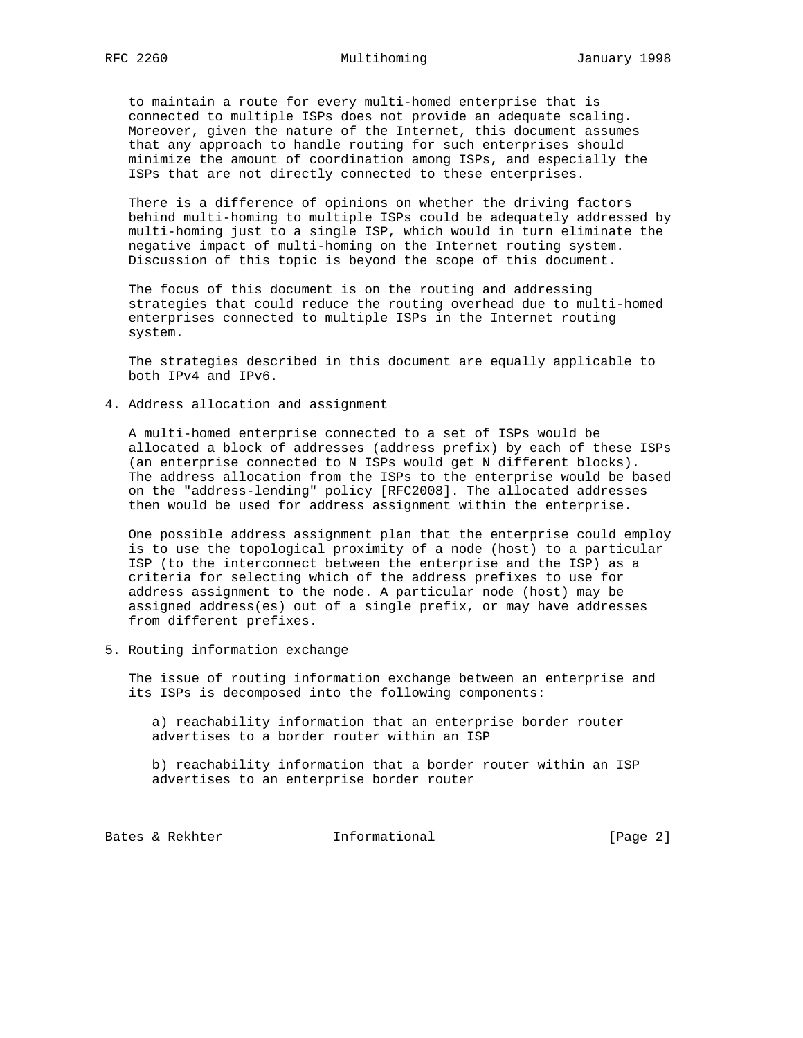to maintain a route for every multi-homed enterprise that is connected to multiple ISPs does not provide an adequate scaling. Moreover, given the nature of the Internet, this document assumes that any approach to handle routing for such enterprises should minimize the amount of coordination among ISPs, and especially the ISPs that are not directly connected to these enterprises.

There is a difference of opinions on whether the driving factors behind multi-homing to multiple ISPs could be adequately addressed by multi-homing just to a single ISP, which would in turn eliminate the negative impact of multi-homing on the Internet routing system. Discussion of this topic is beyond the scope of this document.

The focus of this document is on the routing and addressing strategies that could reduce the routing overhead due to multi-homed enterprises connected to multiple ISPs in the Internet routing system.

The strategies described in this document are equally applicable to both IPv4 and IPv6.

## 4. Address allocation and assignment

A multi-homed enterprise connected to a set of ISPs would be allocated a block of addresses (address prefix) by each of these ISPs (an enterprise connected to N ISPs would get N different blocks). The address allocation from the ISPs to the enterprise would be based on the "address-lending" policy [RFC2008]. The allocated addresses then would be used for address assignment within the enterprise.

One possible address assignment plan that the enterprise could employ is to use the topological proximity of a node (host) to a particular ISP (to the interconnect between the enterprise and the ISP) as a criteria for selecting which of the address prefixes to use for address assignment to the node. A particular node (host) may be assigned address(es) out of a single prefix, or may have addresses from different prefixes.

## 5. Routing information exchange

The issue of routing information exchange between an enterprise and its ISPs is decomposed into the following components:

a) reachability information that an enterprise border router advertises to a border router within an ISP

b) reachability information that a border router within an ISP advertises to an enterprise border router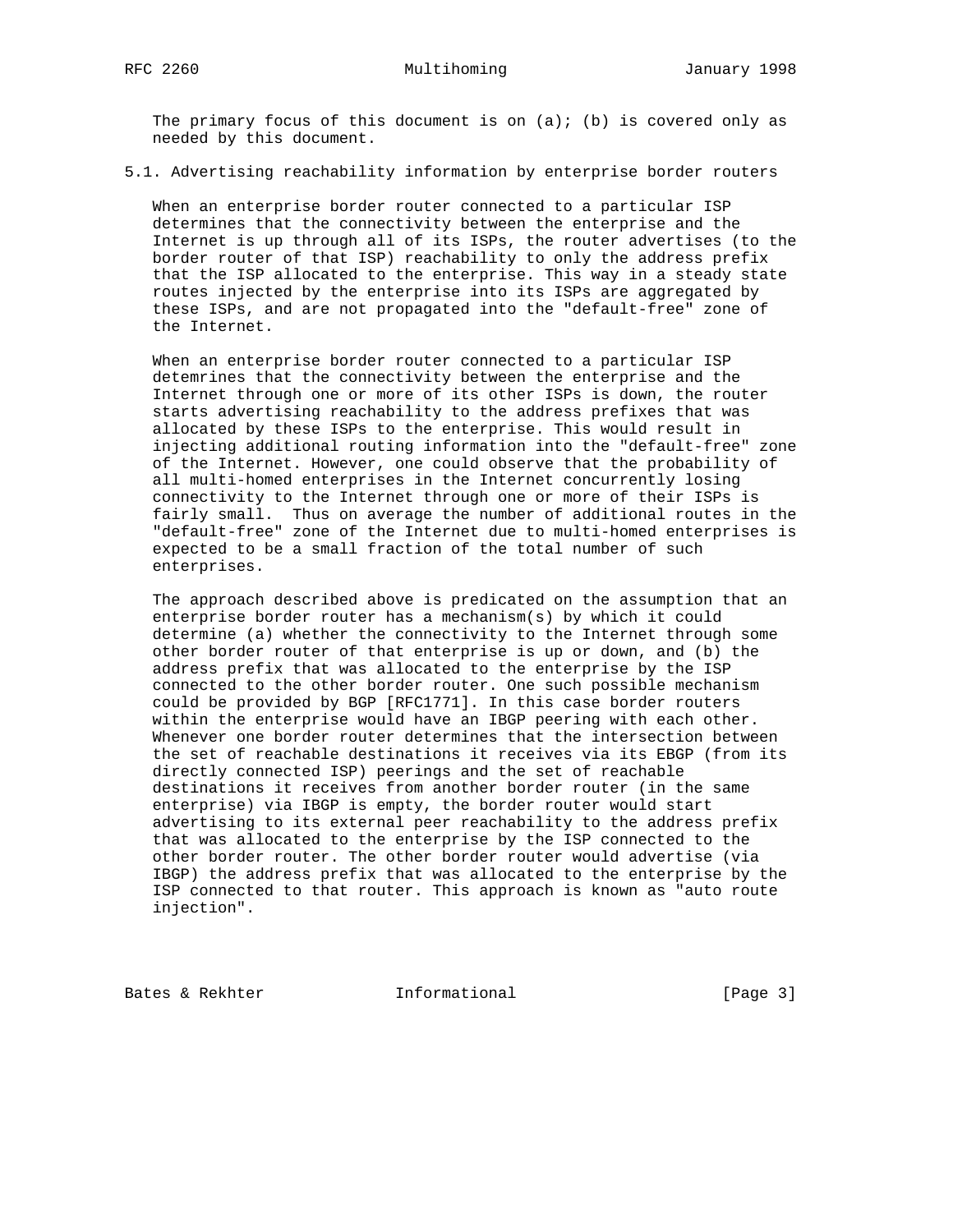The primary focus of this document is on (a); (b) is covered only as needed by this document.

## 5.1. Advertising reachability information by enterprise border routers

When an enterprise border router connected to a particular ISP determines that the connectivity between the enterprise and the Internet is up through all of its ISPs, the router advertises (to the border router of that ISP) reachability to only the address prefix that the ISP allocated to the enterprise. This way in a steady state routes injected by the enterprise into its ISPs are aggregated by these ISPs, and are not propagated into the "default-free" zone of the Internet.

When an enterprise border router connected to a particular ISP detemrines that the connectivity between the enterprise and the Internet through one or more of its other ISPs is down, the router starts advertising reachability to the address prefixes that was allocated by these ISPs to the enterprise. This would result in injecting additional routing information into the "default-free" zone of the Internet. However, one could observe that the probability of all multi-homed enterprises in the Internet concurrently losing connectivity to the Internet through one or more of their ISPs is fairly small. Thus on average the number of additional routes in the "default-free" zone of the Internet due to multi-homed enterprises is expected to be a small fraction of the total number of such enterprises.

The approach described above is predicated on the assumption that an enterprise border router has a mechanism(s) by which it could determine (a) whether the connectivity to the Internet through some other border router of that enterprise is up or down, and (b) the address prefix that was allocated to the enterprise by the ISP connected to the other border router. One such possible mechanism could be provided by BGP [RFC1771]. In this case border routers within the enterprise would have an IBGP peering with each other. Whenever one border router determines that the intersection between the set of reachable destinations it receives via its EBGP (from its directly connected ISP) peerings and the set of reachable destinations it receives from another border router (in the same enterprise) via IBGP is empty, the border router would start advertising to its external peer reachability to the address prefix that was allocated to the enterprise by the ISP connected to the other border router. The other border router would advertise (via IBGP) the address prefix that was allocated to the enterprise by the ISP connected to that router. This approach is known as "auto route injection".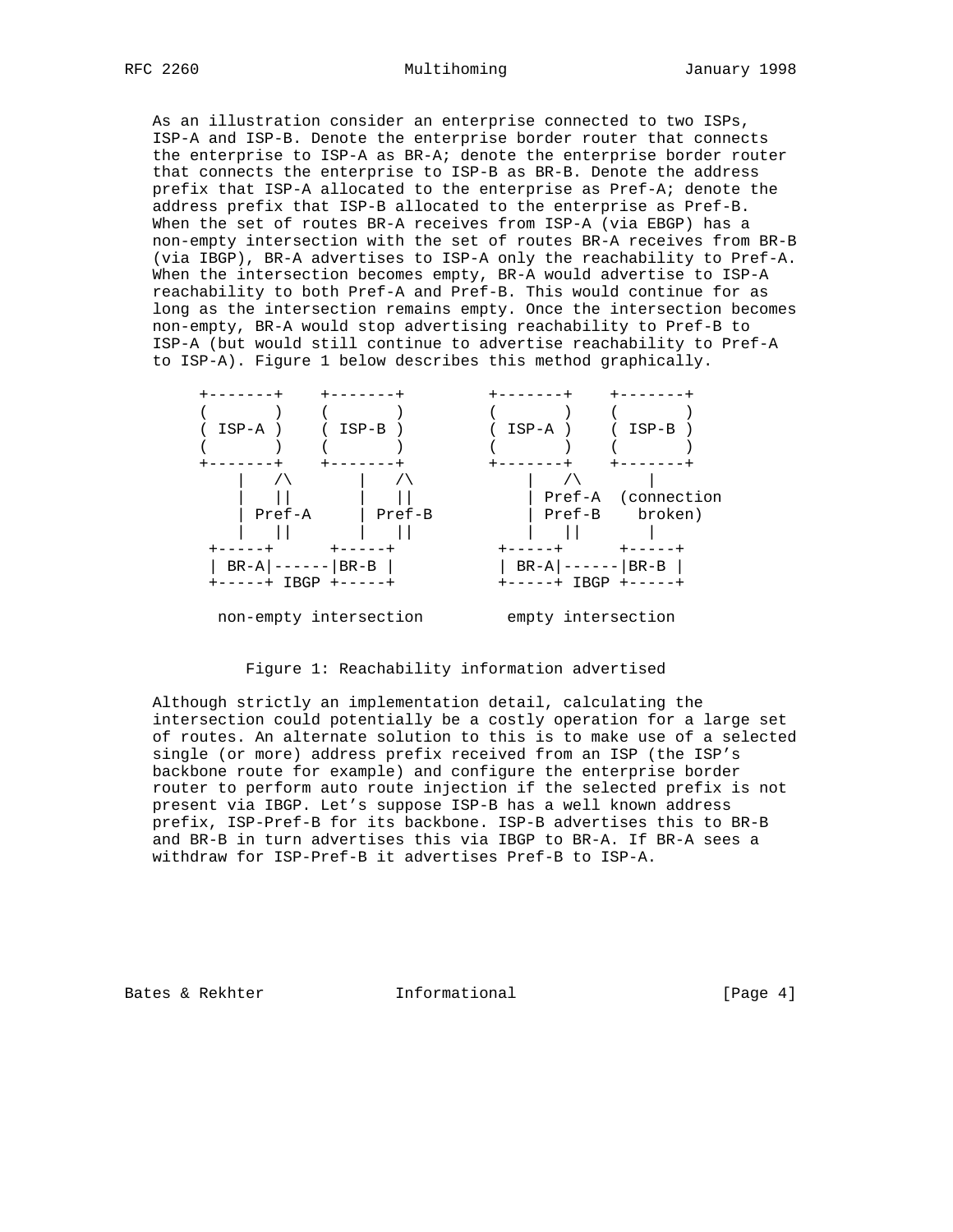As an illustration consider an enterprise connected to two ISPs, ISP-A and ISP-B. Denote the enterprise border router that connects the enterprise to ISP-A as BR-A; denote the enterprise border router that connects the enterprise to ISP-B as BR-B. Denote the address prefix that ISP-A allocated to the enterprise as Pref-A; denote the address prefix that ISP-B allocated to the enterprise as Pref-B. When the set of routes BR-A receives from ISP-A (via EBGP) has a non-empty intersection with the set of routes BR-A receives from BR-B (via IBGP), BR-A advertises to ISP-A only the reachability to Pref-A. When the intersection becomes empty, BR-A would advertise to ISP-A reachability to both Pref-A and Pref-B. This would continue for as long as the intersection remains empty. Once the intersection becomes non-empty, BR-A would stop advertising reachability to Pref-B to ISP-A (but would still continue to advertise reachability to Pref-A to ISP-A). Figure 1 below describes this method graphically.

```
     +-------+    +-------+         +-------+    +-------+
     (       )    (       )         (       )    (       )
     ( ISP-A )    ( ISP-B )         ( ISP-A )    ( ISP-B )
     (       )    (       )         (       )    (       )
     +-------+    +-------+         +-------+    +-------+
         |   /\       |   /\            |   /\       |
         |   ||       |   ||            | Pref-A  (connection
         | Pref-A     | Pref-B          | Pref-B    broken)
         |   ||       |   ||            |   ||       |
      +-----+      +-----+           +-----+      +-----+
      | BR-A|------|BR-B |           | BR-A|------|BR-B |
      +-----+ IBGP +-----+           +-----+ IBGP +-----+

       non-empty intersection         empty intersection
```

Figure 1: Reachability information advertised

Although strictly an implementation detail, calculating the intersection could potentially be a costly operation for a large set of routes. An alternate solution to this is to make use of a selected single (or more) address prefix received from an ISP (the ISP's backbone route for example) and configure the enterprise border router to perform auto route injection if the selected prefix is not present via IBGP. Let's suppose ISP-B has a well known address prefix, ISP-Pref-B for its backbone. ISP-B advertises this to BR-B and BR-B in turn advertises this via IBGP to BR-A. If BR-A sees a withdraw for ISP-Pref-B it advertises Pref-B to ISP-A.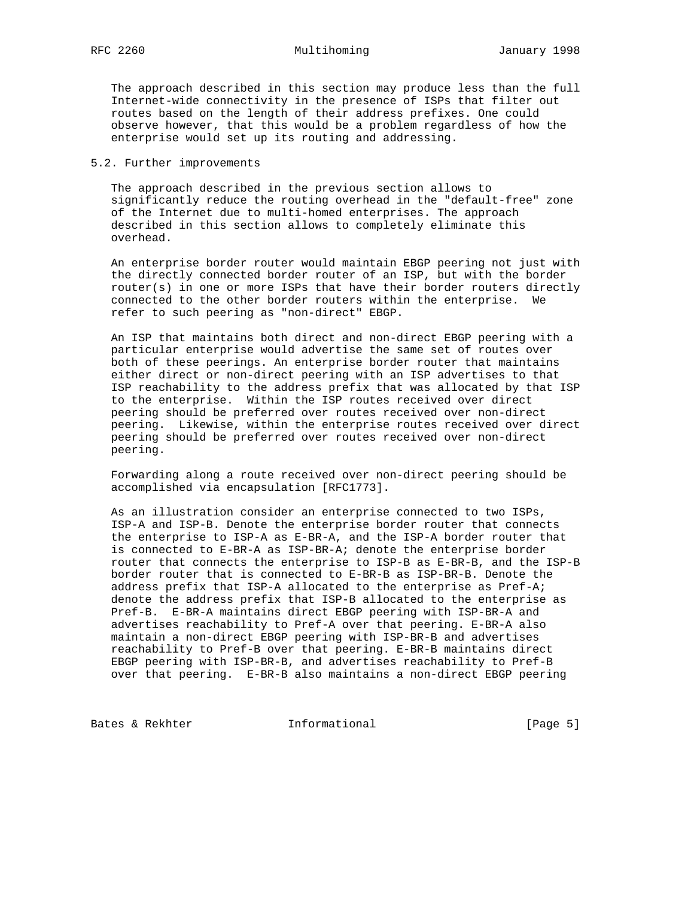The approach described in this section may produce less than the full Internet-wide connectivity in the presence of ISPs that filter out routes based on the length of their address prefixes. One could observe however, that this would be a problem regardless of how the enterprise would set up its routing and addressing.

## 5.2. Further improvements

The approach described in the previous section allows to significantly reduce the routing overhead in the "default-free" zone of the Internet due to multi-homed enterprises. The approach described in this section allows to completely eliminate this overhead.

An enterprise border router would maintain EBGP peering not just with the directly connected border router of an ISP, but with the border router(s) in one or more ISPs that have their border routers directly connected to the other border routers within the enterprise. We refer to such peering as "non-direct" EBGP.

An ISP that maintains both direct and non-direct EBGP peering with a particular enterprise would advertise the same set of routes over both of these peerings. An enterprise border router that maintains either direct or non-direct peering with an ISP advertises to that ISP reachability to the address prefix that was allocated by that ISP to the enterprise. Within the ISP routes received over direct peering should be preferred over routes received over non-direct peering. Likewise, within the enterprise routes received over direct peering should be preferred over routes received over non-direct peering.

Forwarding along a route received over non-direct peering should be accomplished via encapsulation [RFC1773].

As an illustration consider an enterprise connected to two ISPs, ISP-A and ISP-B. Denote the enterprise border router that connects the enterprise to ISP-A as E-BR-A, and the ISP-A border router that is connected to E-BR-A as ISP-BR-A; denote the enterprise border router that connects the enterprise to ISP-B as E-BR-B, and the ISP-B border router that is connected to E-BR-B as ISP-BR-B. Denote the address prefix that ISP-A allocated to the enterprise as Pref-A; denote the address prefix that ISP-B allocated to the enterprise as Pref-B. E-BR-A maintains direct EBGP peering with ISP-BR-A and advertises reachability to Pref-A over that peering. E-BR-A also maintain a non-direct EBGP peering with ISP-BR-B and advertises reachability to Pref-B over that peering. E-BR-B maintains direct EBGP peering with ISP-BR-B, and advertises reachability to Pref-B over that peering. E-BR-B also maintains a non-direct EBGP peering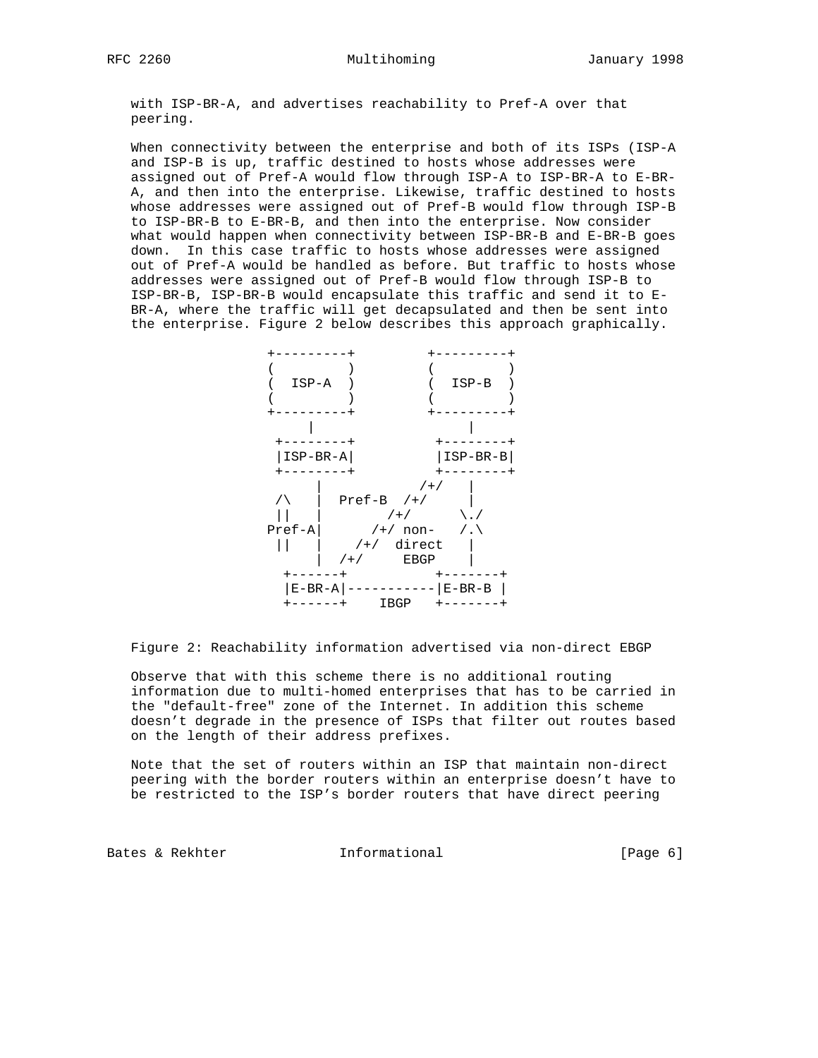with ISP-BR-A, and advertises reachability to Pref-A over that peering.

When connectivity between the enterprise and both of its ISPs (ISP-A and ISP-B is up, traffic destined to hosts whose addresses were assigned out of Pref-A would flow through ISP-A to ISP-BR-A to E-BR-A, and then into the enterprise. Likewise, traffic destined to hosts whose addresses were assigned out of Pref-B would flow through ISP-B to ISP-BR-B to E-BR-B, and then into the enterprise. Now consider what would happen when connectivity between ISP-BR-B and E-BR-B goes down. In this case traffic to hosts whose addresses were assigned out of Pref-A would be handled as before. But traffic to hosts whose addresses were assigned out of Pref-B would flow through ISP-B to ISP-BR-B, ISP-BR-B would encapsulate this traffic and send it to E-BR-A, where the traffic will get decapsulated and then be sent into the enterprise. Figure 2 below describes this approach graphically.

```
+---------+         +---------+
(         )         (         )
(  ISP-A  )         (  ISP-B  )
(         )         (         )
+---------+         +---------+
     |                   |
 +--------+          +--------+
 |ISP-BR-A|          |ISP-BR-B|
 +--------+          +--------+
      |            /+/   |
 /\   |  Pref-B  /+/     |
 ||   |        /+/      \./
Pref-A|      /+/ non-   /.\
 ||   |    /+/  direct   |
      |  /+/     EBGP    |
  +------+           +-------+
  |E-BR-A|-----------|E-BR-B |
  +------+    IBGP   +-------+
```

Figure 2: Reachability information advertised via non-direct EBGP

Observe that with this scheme there is no additional routing information due to multi-homed enterprises that has to be carried in the "default-free" zone of the Internet. In addition this scheme doesn't degrade in the presence of ISPs that filter out routes based on the length of their address prefixes.

Note that the set of routers within an ISP that maintain non-direct peering with the border routers within an enterprise doesn't have to be restricted to the ISP's border routers that have direct peering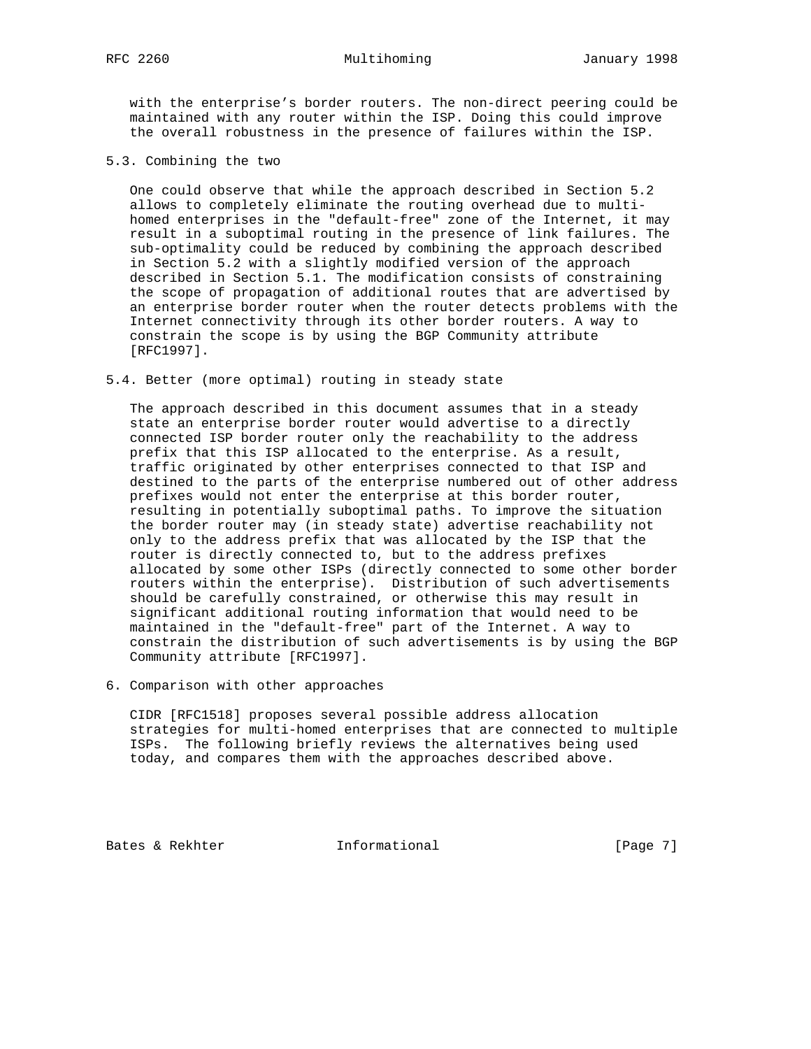with the enterprise's border routers. The non-direct peering could be maintained with any router within the ISP. Doing this could improve the overall robustness in the presence of failures within the ISP.

### 5.3. Combining the two

One could observe that while the approach described in Section 5.2 allows to completely eliminate the routing overhead due to multi-homed enterprises in the "default-free" zone of the Internet, it may result in a suboptimal routing in the presence of link failures. The sub-optimality could be reduced by combining the approach described in Section 5.2 with a slightly modified version of the approach described in Section 5.1. The modification consists of constraining the scope of propagation of additional routes that are advertised by an enterprise border router when the router detects problems with the Internet connectivity through its other border routers. A way to constrain the scope is by using the BGP Community attribute [RFC1997].

### 5.4. Better (more optimal) routing in steady state

The approach described in this document assumes that in a steady state an enterprise border router would advertise to a directly connected ISP border router only the reachability to the address prefix that this ISP allocated to the enterprise. As a result, traffic originated by other enterprises connected to that ISP and destined to the parts of the enterprise numbered out of other address prefixes would not enter the enterprise at this border router, resulting in potentially suboptimal paths. To improve the situation the border router may (in steady state) advertise reachability not only to the address prefix that was allocated by the ISP that the router is directly connected to, but to the address prefixes allocated by some other ISPs (directly connected to some other border routers within the enterprise). Distribution of such advertisements should be carefully constrained, or otherwise this may result in significant additional routing information that would need to be maintained in the "default-free" part of the Internet. A way to constrain the distribution of such advertisements is by using the BGP Community attribute [RFC1997].

## 6. Comparison with other approaches

CIDR [RFC1518] proposes several possible address allocation strategies for multi-homed enterprises that are connected to multiple ISPs. The following briefly reviews the alternatives being used today, and compares them with the approaches described above.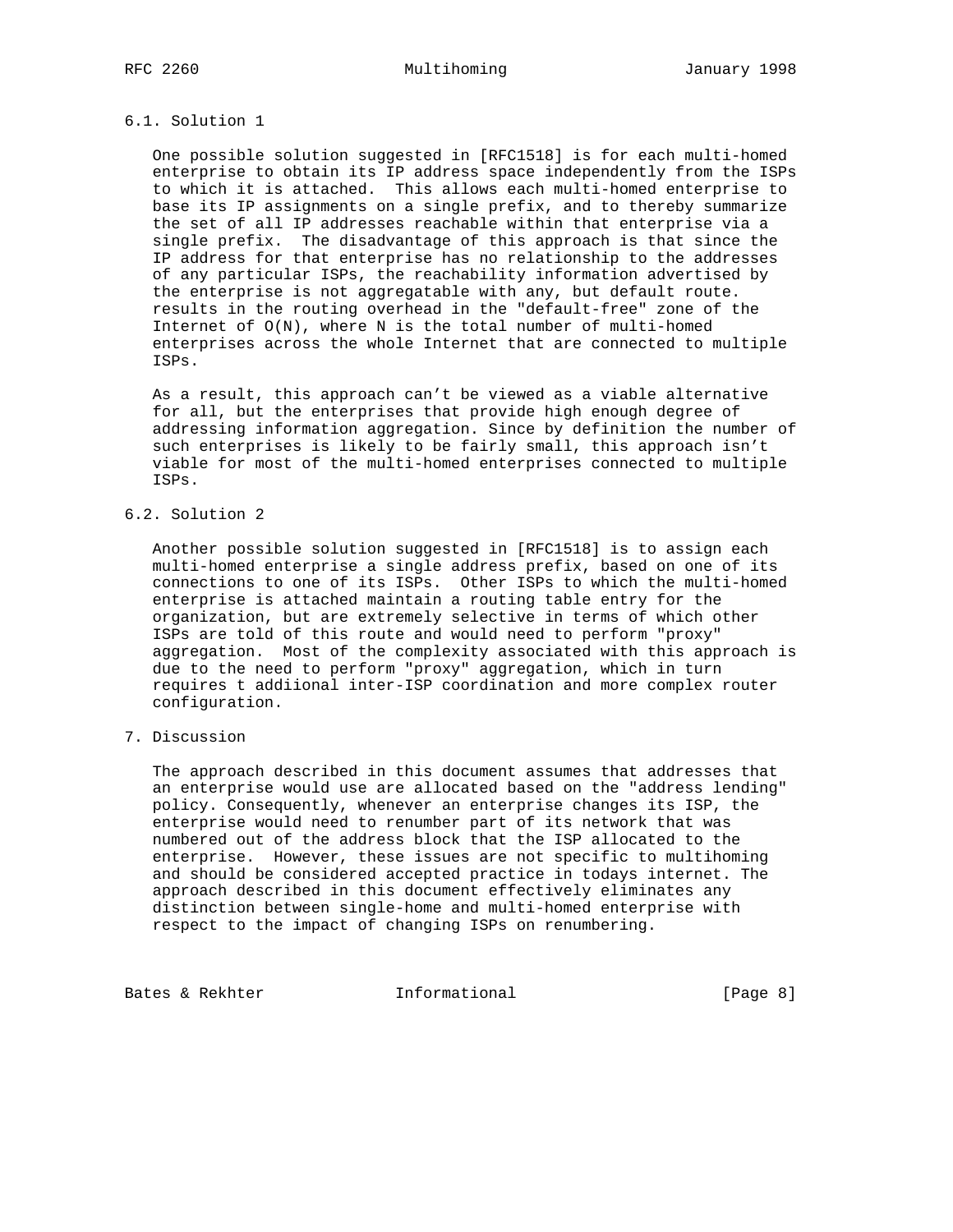### 6.1. Solution 1

One possible solution suggested in [RFC1518] is for each multi-homed enterprise to obtain its IP address space independently from the ISPs to which it is attached. This allows each multi-homed enterprise to base its IP assignments on a single prefix, and to thereby summarize the set of all IP addresses reachable within that enterprise via a single prefix. The disadvantage of this approach is that since the IP address for that enterprise has no relationship to the addresses of any particular ISPs, the reachability information advertised by the enterprise is not aggregatable with any, but default route. results in the routing overhead in the "default-free" zone of the Internet of $O(N)$, where N is the total number of multi-homed enterprises across the whole Internet that are connected to multiple ISPs.

As a result, this approach can't be viewed as a viable alternative for all, but the enterprises that provide high enough degree of addressing information aggregation. Since by definition the number of such enterprises is likely to be fairly small, this approach isn't viable for most of the multi-homed enterprises connected to multiple ISPs.

### 6.2. Solution 2

Another possible solution suggested in [RFC1518] is to assign each multi-homed enterprise a single address prefix, based on one of its connections to one of its ISPs. Other ISPs to which the multi-homed enterprise is attached maintain a routing table entry for the organization, but are extremely selective in terms of which other ISPs are told of this route and would need to perform "proxy" aggregation. Most of the complexity associated with this approach is due to the need to perform "proxy" aggregation, which in turn requires t addiional inter-ISP coordination and more complex router configuration.

## 7. Discussion

The approach described in this document assumes that addresses that an enterprise would use are allocated based on the "address lending" policy. Consequently, whenever an enterprise changes its ISP, the enterprise would need to renumber part of its network that was numbered out of the address block that the ISP allocated to the enterprise. However, these issues are not specific to multihoming and should be considered accepted practice in todays internet. The approach described in this document effectively eliminates any distinction between single-home and multi-homed enterprise with respect to the impact of changing ISPs on renumbering.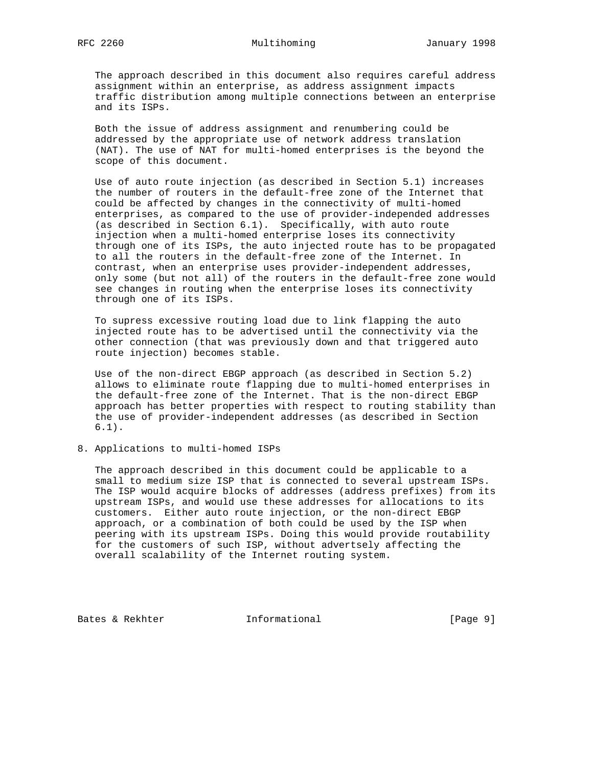The approach described in this document also requires careful address assignment within an enterprise, as address assignment impacts traffic distribution among multiple connections between an enterprise and its ISPs.

Both the issue of address assignment and renumbering could be addressed by the appropriate use of network address translation (NAT). The use of NAT for multi-homed enterprises is the beyond the scope of this document.

Use of auto route injection (as described in Section 5.1) increases the number of routers in the default-free zone of the Internet that could be affected by changes in the connectivity of multi-homed enterprises, as compared to the use of provider-independed addresses (as described in Section 6.1). Specifically, with auto route injection when a multi-homed enterprise loses its connectivity through one of its ISPs, the auto injected route has to be propagated to all the routers in the default-free zone of the Internet. In contrast, when an enterprise uses provider-independent addresses, only some (but not all) of the routers in the default-free zone would see changes in routing when the enterprise loses its connectivity through one of its ISPs.

To supress excessive routing load due to link flapping the auto injected route has to be advertised until the connectivity via the other connection (that was previously down and that triggered auto route injection) becomes stable.

Use of the non-direct EBGP approach (as described in Section 5.2) allows to eliminate route flapping due to multi-homed enterprises in the default-free zone of the Internet. That is the non-direct EBGP approach has better properties with respect to routing stability than the use of provider-independent addresses (as described in Section 6.1).

## 8. Applications to multi-homed ISPs

The approach described in this document could be applicable to a small to medium size ISP that is connected to several upstream ISPs. The ISP would acquire blocks of addresses (address prefixes) from its upstream ISPs, and would use these addresses for allocations to its customers. Either auto route injection, or the non-direct EBGP approach, or a combination of both could be used by the ISP when peering with its upstream ISPs. Doing this would provide routability for the customers of such ISP, without advertsely affecting the overall scalability of the Internet routing system.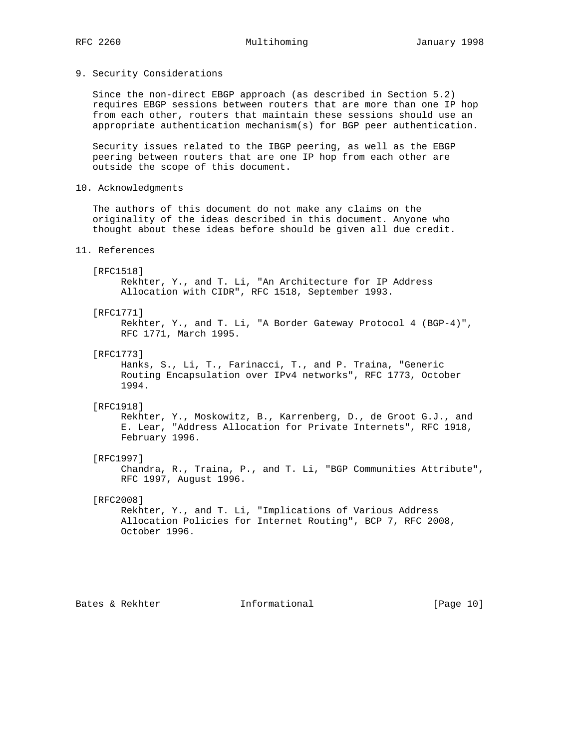## 9. Security Considerations

Since the non-direct EBGP approach (as described in Section 5.2) requires EBGP sessions between routers that are more than one IP hop from each other, routers that maintain these sessions should use an appropriate authentication mechanism(s) for BGP peer authentication.

Security issues related to the IBGP peering, as well as the EBGP peering between routers that are one IP hop from each other are outside the scope of this document.

## 10. Acknowledgments

The authors of this document do not make any claims on the originality of the ideas described in this document. Anyone who thought about these ideas before should be given all due credit.

## 11. References

[RFC1518]
Rekhter, Y., and T. Li, "An Architecture for IP Address Allocation with CIDR", RFC 1518, September 1993.

[RFC1771]
Rekhter, Y., and T. Li, "A Border Gateway Protocol 4 (BGP-4)", RFC 1771, March 1995.

[RFC1773]
Hanks, S., Li, T., Farinacci, T., and P. Traina, "Generic Routing Encapsulation over IPv4 networks", RFC 1773, October 1994.

[RFC1918]
Rekhter, Y., Moskowitz, B., Karrenberg, D., de Groot G.J., and E. Lear, "Address Allocation for Private Internets", RFC 1918, February 1996.

[RFC1997]
Chandra, R., Traina, P., and T. Li, "BGP Communities Attribute", RFC 1997, August 1996.

[RFC2008]
Rekhter, Y., and T. Li, "Implications of Various Address Allocation Policies for Internet Routing", BCP 7, RFC 2008, October 1996.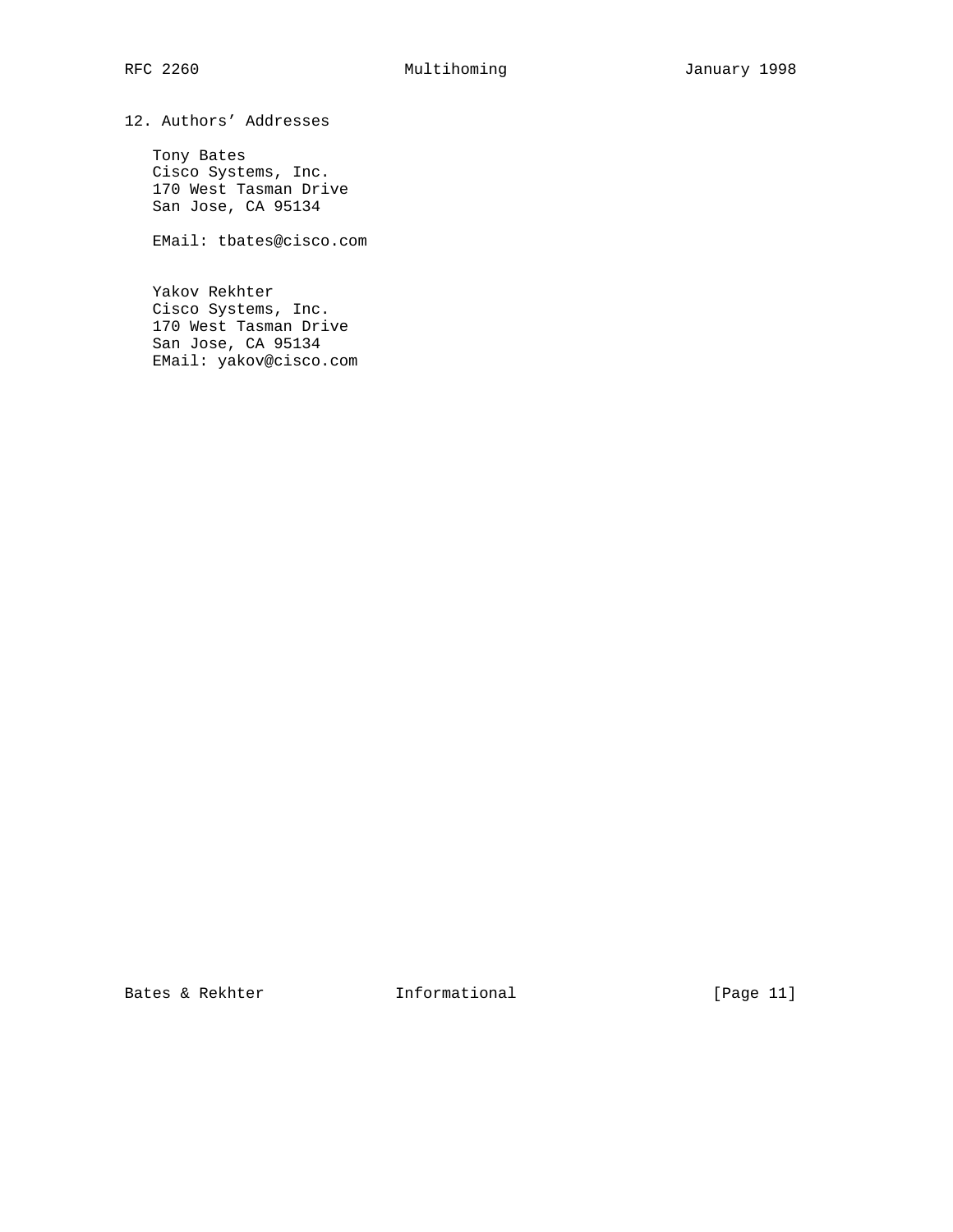## 12. Authors' Addresses

Tony Bates
Cisco Systems, Inc.
170 West Tasman Drive
San Jose, CA 95134

EMail: tbates@cisco.com

Yakov Rekhter
Cisco Systems, Inc.
170 West Tasman Drive
San Jose, CA 95134
EMail: yakov@cisco.com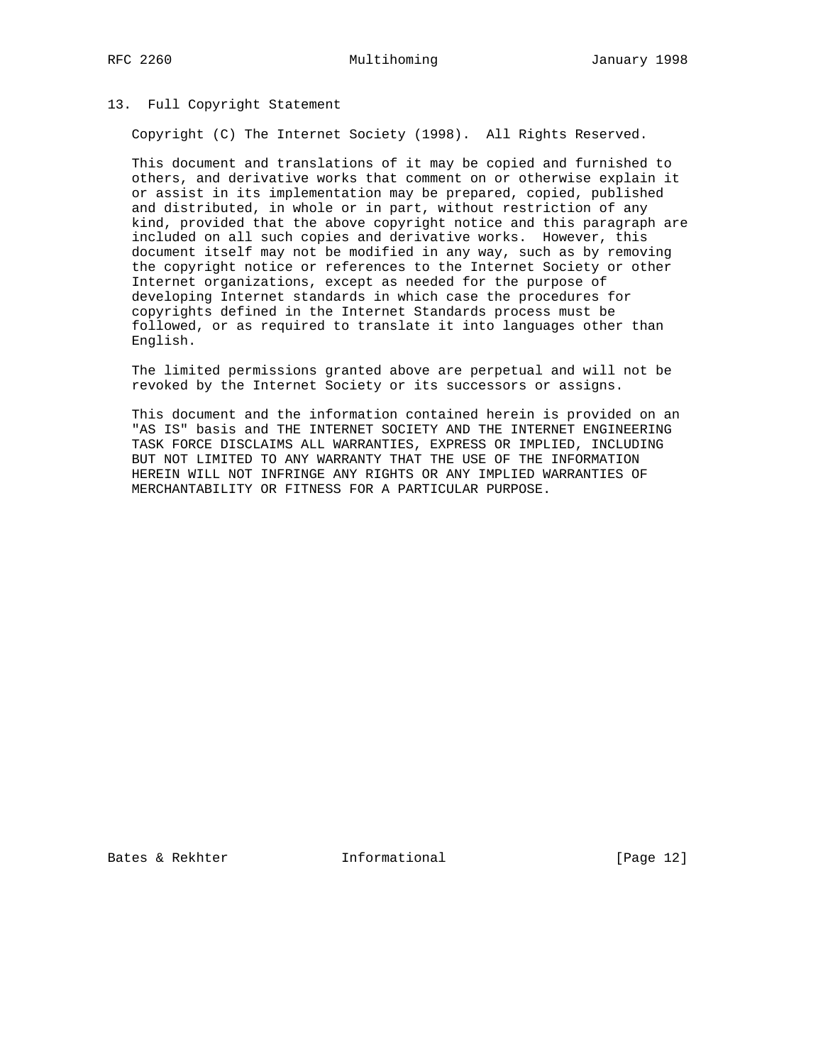## 13. Full Copyright Statement

Copyright (C) The Internet Society (1998). All Rights Reserved.

This document and translations of it may be copied and furnished to others, and derivative works that comment on or otherwise explain it or assist in its implementation may be prepared, copied, published and distributed, in whole or in part, without restriction of any kind, provided that the above copyright notice and this paragraph are included on all such copies and derivative works. However, this document itself may not be modified in any way, such as by removing the copyright notice or references to the Internet Society or other Internet organizations, except as needed for the purpose of developing Internet standards in which case the procedures for copyrights defined in the Internet Standards process must be followed, or as required to translate it into languages other than English.

The limited permissions granted above are perpetual and will not be revoked by the Internet Society or its successors or assigns.

This document and the information contained herein is provided on an "AS IS" basis and THE INTERNET SOCIETY AND THE INTERNET ENGINEERING TASK FORCE DISCLAIMS ALL WARRANTIES, EXPRESS OR IMPLIED, INCLUDING BUT NOT LIMITED TO ANY WARRANTY THAT THE USE OF THE INFORMATION HEREIN WILL NOT INFRINGE ANY RIGHTS OR ANY IMPLIED WARRANTIES OF MERCHANTABILITY OR FITNESS FOR A PARTICULAR PURPOSE.